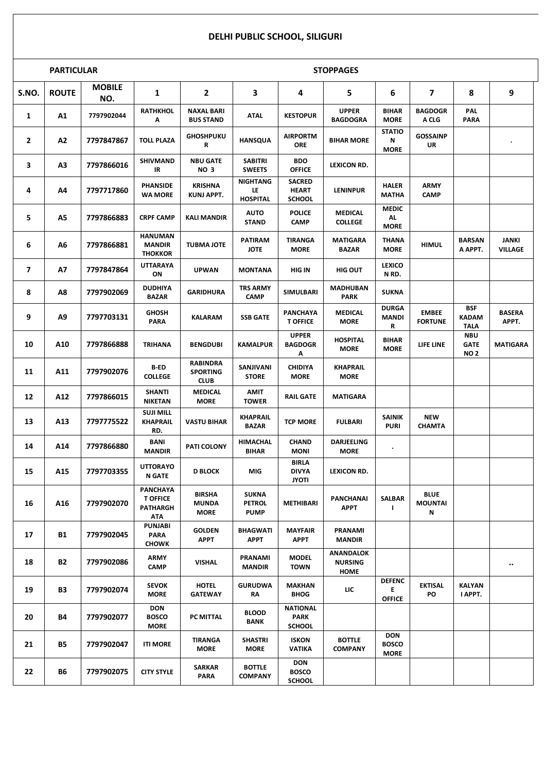# DELHI PUBLIC SCHOOL, SILIGURI

| PARTICULAR | | | STOPPAGES | | | | | | | | |
|---|---|---|---|---|---|---|---|---|---|---|---|
| S.NO. | ROUTE | MOBILE NO. | 1 | 2 | 3 | 4 | 5 | 6 | 7 | 8 | 9 |
| 1 | A1 | 7797902044 | RATHKHOLA | NAXAL BARI BUS STAND | ATAL | KESTOPUR | UPPER BAGDOGRA | BIHAR MORE | BAGDOGRA CLG | PAL PARA | |
| 2 | A2 | 7797847867 | TOLL PLAZA | GHOSHPUKUR | HANSQUA | AIRPORTMORE | BIHAR MORE | STATION MORE | GOSSAINPUR | | . |
| 3 | A3 | 7797866016 | SHIVMANDIR | NBU GATE NO 3 | SABITRI SWEETS | BDO OFFICE | LEXICON RD. | | | | |
| 4 | A4 | 7797717860 | PHANSIDEWA MORE | KRISHNA KUNJ APPT. | NIGHTANGLE HOSPITAL | SACRED HEART SCHOOL | LENINPUR | HALER MATHA | ARMY CAMP | | |
| 5 | A5 | 7797866883 | CRPF CAMP | KALI MANDIR | AUTO STAND | POLICE CAMP | MEDICAL COLLEGE | MEDICAL MORE | | | |
| 6 | A6 | 7797866881 | HANUMAN MANDIR THOKKOR | TUBMA JOTE | PATIRAM JOTE | TIRANGA MORE | MATIGARA BAZAR | THANA MORE | HIMUL | BARSANA APPT. | JANKI VILLAGE |
| 7 | A7 | 7797847864 | UTTARAYAON | UPWAN | MONTANA | HIG IN | HIG OUT | LEXICON RD. | | | |
| 8 | A8 | 7797902069 | DUDHIYA BAZAR | GARIDHURA | TRS ARMY CAMP | SIMULBARI | MADHUBAN PARK | SUKNA | | | |
| 9 | A9 | 7797703131 | GHOSH PARA | KALARAM | SSB GATE | PANCHAYAT OFFICE | MEDICAL MORE | DURGA MANDIR | EMBEE FORTUNE | BSF KADAM TALA | BASERA APPT. |
| 10 | A10 | 7797866888 | TRIHANA | BENGDUBI | KAMALPUR | UPPER BAGDOGRA | HOSPITAL MORE | BIHAR MORE | LIFE LINE | NBU GATE NO 2 | MATIGARA |
| 11 | A11 | 7797902076 | B-ED COLLEGE | RABINDRA SPORTING CLUB | SANJIVANI STORE | CHIDIYA MORE | KHAPRAIL MORE | | | | |
| 12 | A12 | 7797866015 | SHANTI NIKETAN | MEDICAL MORE | AMIT TOWER | RAIL GATE | MATIGARA | | | | |
| 13 | A13 | 7797775522 | SUJI MILL KHAPRAIL RD. | VASTU BIHAR | KHAPRAIL BAZAR | TCP MORE | FULBARI | SAINIK PURI | NEW CHAMTA | | |
| 14 | A14 | 7797866880 | BANI MANDIR | PATI COLONY | HIMACHAL BIHAR | CHAND MONI | DARJEELING MORE | . | | | |
| 15 | A15 | 7797703355 | UTTORAYON GATE | D BLOCK | MIG | BIRLA DIVYA JYOTI | LEXICON RD. | | | | |
| 16 | A16 | 7797902070 | PANCHAYAT OFFICE PATHARGHATA | BIRSHA MUNDA MORE | SUKNA PETROL PUMP | METHIBARI | PANCHANAI APPT | SALBARI | BLUE MOUNTAIN | | |
| 17 | B1 | 7797902045 | PUNJABI PARA CHOWK | GOLDEN APPT | BHAGWATI APPT | MAYFAIR APPT | PRANAMI MANDIR | | | | |
| 18 | B2 | 7797902086 | ARMY CAMP | VISHAL | PRANAMI MANDIR | MODEL TOWN | ANANDALOK NURSING HOME | | | | .. |
| 19 | B3 | 7797902074 | SEVOK MORE | HOTEL GATEWAY | GURUDWARA | MAKHAN BHOG | LIC | DEFENCE OFFICE | EKTISAL PO | KALYANI APPT. | |
| 20 | B4 | 7797902077 | DON BOSCO MORE | PC MITTAL | BLOOD BANK | NATIONAL PARK SCHOOL | | | | | |
| 21 | B5 | 7797902047 | ITI MORE | TIRANGA MORE | SHASTRI MORE | ISKON VATIKA | BOTTLE COMPANY | DON BOSCO MORE | | | |
| 22 | B6 | 7797902075 | CITY STYLE | SARKAR PARA | BOTTLE COMPANY | DON BOSCO SCHOOL | | | | | |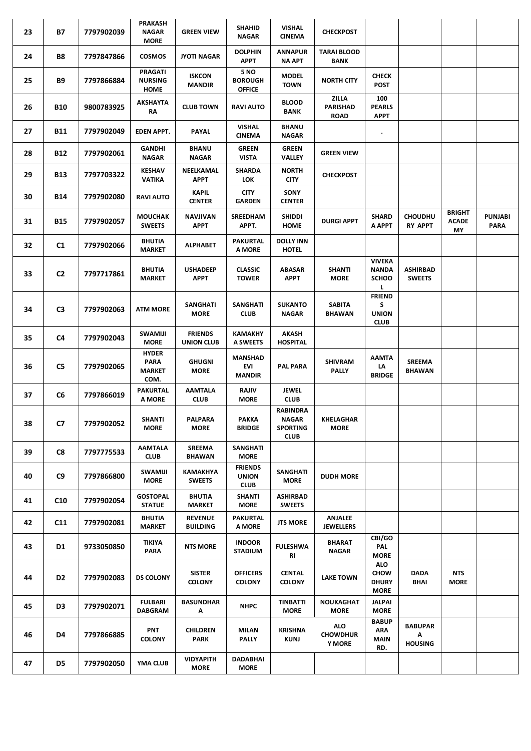| 23 | B7 | 7797902039 | PRAKASH NAGAR MORE | GREEN VIEW | SHAHID NAGAR | VISHAL CINEMA | CHECKPOST | | | | |
|---|---|---|---|---|---|---|---|---|---|---|---|
| 24 | B8 | 7797847866 | COSMOS | JYOTI NAGAR | DOLPHIN APPT | ANNAPUR NA APT | TARAI BLOOD BANK | | | | |
| 25 | B9 | 7797866884 | PRAGATI NURSING HOME | ISKCON MANDIR | 5 NO BOROUGH OFFICE | MODEL TOWN | NORTH CITY | CHECK POST | | | |
| 26 | B10 | 9800783925 | AKSHAYTA RA | CLUB TOWN | RAVI AUTO | BLOOD BANK | ZILLA PARISHAD ROAD | 100 PEARLS APPT | | | |
| 27 | B11 | 7797902049 | EDEN APPT. | PAYAL | VISHAL CINEMA | BHANU NAGAR | | . | | | |
| 28 | B12 | 7797902061 | GANDHI NAGAR | BHANU NAGAR | GREEN VISTA | GREEN VALLEY | GREEN VIEW | | | | |
| 29 | B13 | 7797703322 | KESHAV VATIKA | NEELKAMAL APPT | SHARDA LOK | NORTH CITY | CHECKPOST | | | | |
| 30 | B14 | 7797902080 | RAVI AUTO | KAPIL CENTER | CITY GARDEN | SONY CENTER | | | | | |
| 31 | B15 | 7797902057 | MOUCHAK SWEETS | NAVJIVAN APPT | SREEDHAM APPT. | SHIDDI HOME | DURGI APPT | SHARD A APPT | CHOUDHU RY APPT | BRIGHT ACADE MY | PUNJABI PARA |
| 32 | C1 | 7797902066 | BHUTIA MARKET | ALPHABET | PAKURTAL A MORE | DOLLY INN HOTEL | | | | | |
| 33 | C2 | 7797717861 | BHUTIA MARKET | USHADEEP APPT | CLASSIC TOWER | ABASAR APPT | SHANTI MORE | VIVEKA NANDA SCHOO L | ASHIRBAD SWEETS | | |
| 34 | C3 | 7797902063 | ATM MORE | SANGHATI MORE | SANGHATI CLUB | SUKANTO NAGAR | SABITA BHAWAN | FRIEND S UNION CLUB | | | |
| 35 | C4 | 7797902043 | SWAMIJI MORE | FRIENDS UNION CLUB | KAMAKHY A SWEETS | AKASH HOSPITAL | | | | | |
| 36 | C5 | 7797902065 | HYDER PARA MARKET COM. | GHUGNI MORE | MANSHAD EVI MANDIR | PAL PARA | SHIVRAM PALLY | AAMTA LA BRIDGE | SREEMA BHAWAN | | |
| 37 | C6 | 7797866019 | PAKURTAL A MORE | AAMTALA CLUB | RAJIV MORE | JEWEL CLUB | | | | | |
| 38 | C7 | 7797902052 | SHANTI MORE | PALPARA MORE | PAKKA BRIDGE | RABINDRA NAGAR SPORTING CLUB | KHELAGHAR MORE | | | | |
| 39 | C8 | 7797775533 | AAMTALA CLUB | SREEMA BHAWAN | SANGHATI MORE | | | | | | |
| 40 | C9 | 7797866800 | SWAMIJI MORE | KAMAKHYA SWEETS | FRIENDS UNION CLUB | SANGHATI MORE | DUDH MORE | | | | |
| 41 | C10 | 7797902054 | GOSTOPAL STATUE | BHUTIA MARKET | SHANTI MORE | ASHIRBAD SWEETS | | | | | |
| 42 | C11 | 7797902081 | BHUTIA MARKET | REVENUE BUILDING | PAKURTAL A MORE | JTS MORE | ANJALEE JEWELLERS | | | | |
| 43 | D1 | 9733050850 | TIKIYA PARA | NTS MORE | INDOOR STADIUM | FULESHWA RI | BHARAT NAGAR | CBI/GO PAL MORE | | | |
| 44 | D2 | 7797902083 | DS COLONY | SISTER COLONY | OFFICERS COLONY | CENTAL COLONY | LAKE TOWN | ALO CHOW DHURY MORE | DADA BHAI | NTS MORE | |
| 45 | D3 | 7797902071 | FULBARI DABGRAM | BASUNDHAR A | NHPC | TINBATTI MORE | NOUKAGHAT MORE | JALPAI MORE | | | |
| 46 | D4 | 7797866885 | PNT COLONY | CHILDREN PARK | MILAN PALLY | KRISHNA KUNJ | ALO CHOWDHUR Y MORE | BABUP ARA MAIN RD. | BABUPAR A HOUSING | | |
| 47 | D5 | 7797902050 | YMA CLUB | VIDYAPITH MORE | DADABHAI MORE | | | | | | |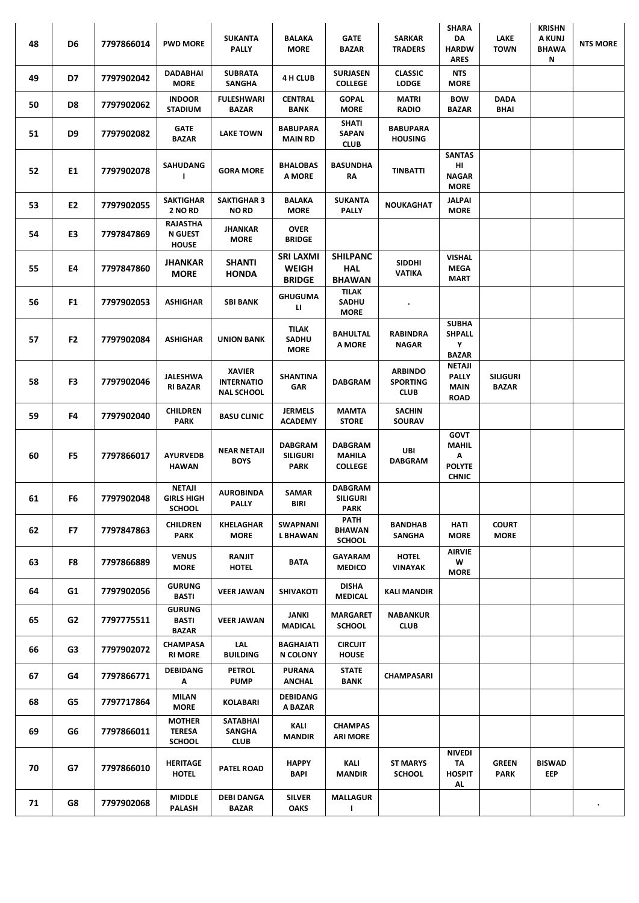| 48 | D6 | 7797866014 | PWD MORE | SUKANTA PALLY | BALAKA MORE | GATE BAZAR | SARKAR TRADERS | SHARADA HARDWARES | LAKE TOWN | KRISHNA KUNJ BHAWAN | NTS MORE |
|---|---|---|---|---|---|---|---|---|---|---|---|
| 49 | D7 | 7797902042 | DADABHAI MORE | SUBRATA SANGHA | 4 H CLUB | SURJASEN COLLEGE | CLASSIC LODGE | NTS MORE | | | |
| 50 | D8 | 7797902062 | INDOOR STADIUM | FULESHWARI BAZAR | CENTRAL BANK | GOPAL MORE | MATRI RADIO | BOW BAZAR | DADA BHAI | | |
| 51 | D9 | 7797902082 | GATE BAZAR | LAKE TOWN | BABUPARA MAIN RD | SHATI SAPAN CLUB | BABUPARA HOUSING | | | | |
| 52 | E1 | 7797902078 | SAHUDANGI | GORA MORE | BHALOBASA MORE | BASUNDHARA | TINBATTI | SANTASHI NAGAR MORE | | | |
| 53 | E2 | 7797902055 | SAKTIGHAR 2 NO RD | SAKTIGHAR 3 NO RD | BALAKA MORE | SUKANTA PALLY | NOUKAGHAT | JALPAI MORE | | | |
| 54 | E3 | 7797847869 | RAJASTHAN GUEST HOUSE | JHANKAR MORE | OVER BRIDGE | | | | | | |
| 55 | E4 | 7797847860 | JHANKAR MORE | SHANTI HONDA | SRI LAXMI WEIGH BRIDGE | SHILPANCHAL BHAWAN | SIDDHI VATIKA | VISHAL MEGA MART | | | |
| 56 | F1 | 7797902053 | ASHIGHAR | SBI BANK | GHUGUMALI | TILAK SADHU MORE | . | | | | |
| 57 | F2 | 7797902084 | ASHIGHAR | UNION BANK | TILAK SADHU MORE | BAHULTALA MORE | RABINDRA NAGAR | SUBHASHPALLY BAZAR | | | |
| 58 | F3 | 7797902046 | JALESHWARI BAZAR | XAVIER INTERNATIONAL SCHOOL | SHANTINAGAR | DABGRAM | ARBINDO SPORTING CLUB | NETAJI PALLY MAIN ROAD | SILIGURI BAZAR | | |
| 59 | F4 | 7797902040 | CHILDREN PARK | BASU CLINIC | JERMELS ACADEMY | MAMTA STORE | SACHIN SOURAV | | | | |
| 60 | F5 | 7797866017 | AYURVEDBHAWAN | NEAR NETAJI BOYS | DABGRAM SILIGURI PARK | DABGRAM MAHILA COLLEGE | UBI DABGRAM | GOVT MAHILA POLYTECHNIC | | | |
| 61 | F6 | 7797902048 | NETAJI GIRLS HIGH SCHOOL | AUROBINDA PALLY | SAMAR BIRI | DABGRAM SILIGURI PARK | | | | | |
| 62 | F7 | 7797847863 | CHILDREN PARK | KHELAGHAR MORE | SWAPNANIL BHAWAN | PATH BHAWAN SCHOOL | BANDHAB SANGHA | HATI MORE | COURT MORE | | |
| 63 | F8 | 7797866889 | VENUS MORE | RANJIT HOTEL | BATA | GAYARAM MEDICO | HOTEL VINAYAK | AIRVIEW MORE | | | |
| 64 | G1 | 7797902056 | GURUNG BASTI | VEER JAWAN | SHIVAKOTI | DISHA MEDICAL | KALI MANDIR | | | | |
| 65 | G2 | 7797775511 | GURUNG BASTI BAZAR | VEER JAWAN | JANKI MADICAL | MARGARET SCHOOL | NABANKUR CLUB | | | | |
| 66 | G3 | 7797902072 | CHAMPASARI MORE | LAL BUILDING | BAGHAJATIN COLONY | CIRCUIT HOUSE | | | | | |
| 67 | G4 | 7797866771 | DEBIDANGA | PETROL PUMP | PURANA ANCHAL | STATE BANK | CHAMPASARI | | | | |
| 68 | G5 | 7797717864 | MILAN MORE | KOLABARI | DEBIDANGA BAZAR | | | | | | |
| 69 | G6 | 7797866011 | MOTHER TERESA SCHOOL | SATABHAI SANGHA CLUB | KALI MANDIR | CHAMPASARI MORE | | | | | |
| 70 | G7 | 7797866010 | HERITAGE HOTEL | PATEL ROAD | HAPPY BAPI | KALI MANDIR | ST MARYS SCHOOL | NIVEDITA HOSPITAL | GREEN PARK | BISWADEEP | |
| 71 | G8 | 7797902068 | MIDDLE PALASH | DEBI DANGA BAZAR | SILVER OAKS | MALLAGURI | | | | | . |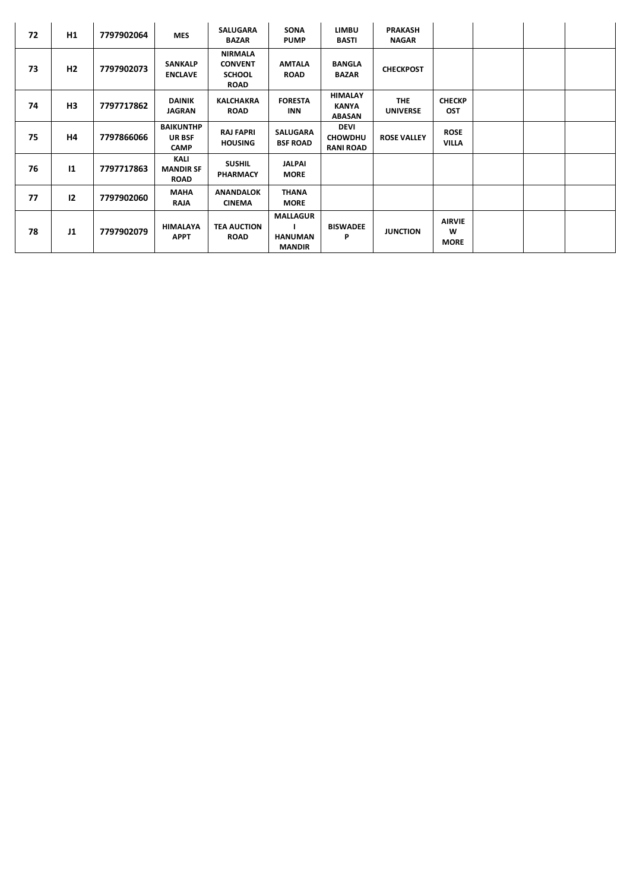| | | | | | | | | | | | |
|---|---|---|---|---|---|---|---|---|---|---|---|
| **72** | **H1** | **7797902064** | **MES** | **SALUGARA BAZAR** | **SONA PUMP** | **LIMBU BASTI** | **PRAKASH NAGAR** | | | | |
| **73** | **H2** | **7797902073** | **SANKALP ENCLAVE** | **NIRMALA CONVENT SCHOOL ROAD** | **AMTALA ROAD** | **BANGLA BAZAR** | **CHECKPOST** | | | | |
| **74** | **H3** | **7797717862** | **DAINIK JAGRAN** | **KALCHAKRA ROAD** | **FORESTA INN** | **HIMALAY KANYA ABASAN** | **THE UNIVERSE** | **CHECKP OST** | | | |
| **75** | **H4** | **7797866066** | **BAIKUNTHP UR BSF CAMP** | **RAJ FAPRI HOUSING** | **SALUGARA BSF ROAD** | **DEVI CHOWDHU RANI ROAD** | **ROSE VALLEY** | **ROSE VILLA** | | | |
| **76** | **I1** | **7797717863** | **KALI MANDIR SF ROAD** | **SUSHIL PHARMACY** | **JALPAI MORE** | | | | | | |
| **77** | **I2** | **7797902060** | **MAHA RAJA** | **ANANDALOK CINEMA** | **THANA MORE** | | | | | | |
| **78** | **J1** | **7797902079** | **HIMALAYA APPT** | **TEA AUCTION ROAD** | **MALLAGUR I HANUMAN MANDIR** | **BISWADEE P** | **JUNCTION** | **AIRVIE W MORE** | | | |